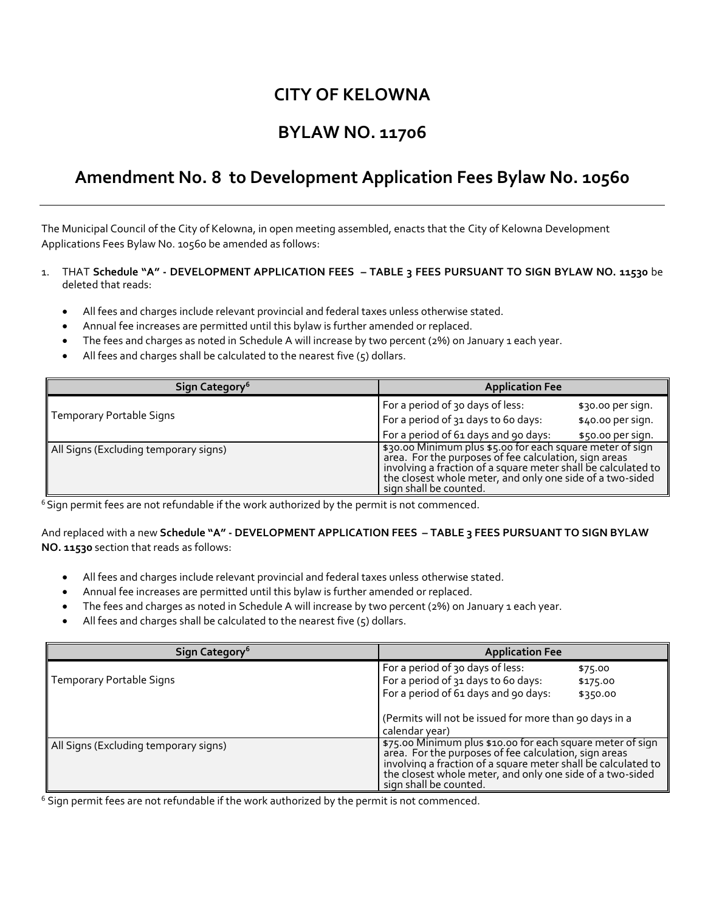# CITY OF KELOWNA

# BYLAW NO. 11706

## Amendment No. 8 to Development Application Fees Bylaw No. 10560

---

The Municipal Council of the City of Kelowna, in open meeting assembled, enacts that the City of Kelowna Development Applications Fees Bylaw No. 10560 be amended as follows:

1. THAT **Schedule "A" - DEVELOPMENT APPLICATION FEES – TABLE 3 FEES PURSUANT TO SIGN BYLAW NO. 11530** be deleted that reads:

   - All fees and charges include relevant provincial and federal taxes unless otherwise stated.
   - Annual fee increases are permitted until this bylaw is further amended or replaced.
   - The fees and charges as noted in Schedule A will increase by two percent (2%) on January 1 each year.
   - All fees and charges shall be calculated to the nearest five (5) dollars.

| Sign Category[6] | Application Fee |
|---|---|
| Temporary Portable Signs | For a period of 30 days of less: $30.00 per sign.<br>For a period of 31 days to 60 days: $40.00 per sign.<br>For a period of 61 days and 90 days: $50.00 per sign. |
| All Signs (Excluding temporary signs) | $30.00 Minimum plus $5.00 for each square meter of sign area. For the purposes of fee calculation, sign areas involving a fraction of a square meter shall be calculated to the closest whole meter, and only one side of a two-sided sign shall be counted. |

[6] Sign permit fees are not refundable if the work authorized by the permit is not commenced.

And replaced with a new **Schedule "A" - DEVELOPMENT APPLICATION FEES – TABLE 3 FEES PURSUANT TO SIGN BYLAW NO. 11530** section that reads as follows:

- All fees and charges include relevant provincial and federal taxes unless otherwise stated.
- Annual fee increases are permitted until this bylaw is further amended or replaced.
- The fees and charges as noted in Schedule A will increase by two percent (2%) on January 1 each year.
- All fees and charges shall be calculated to the nearest five (5) dollars.

| Sign Category[6] | Application Fee |
|---|---|
| Temporary Portable Signs | For a period of 30 days of less: $75.00<br>For a period of 31 days to 60 days: $175.00<br>For a period of 61 days and 90 days: $350.00<br><br>(Permits will not be issued for more than 90 days in a calendar year) |
| All Signs (Excluding temporary signs) | $75.00 Minimum plus $10.00 for each square meter of sign area. For the purposes of fee calculation, sign areas involving a fraction of a square meter shall be calculated to the closest whole meter, and only one side of a two-sided sign shall be counted. |

[6] Sign permit fees are not refundable if the work authorized by the permit is not commenced.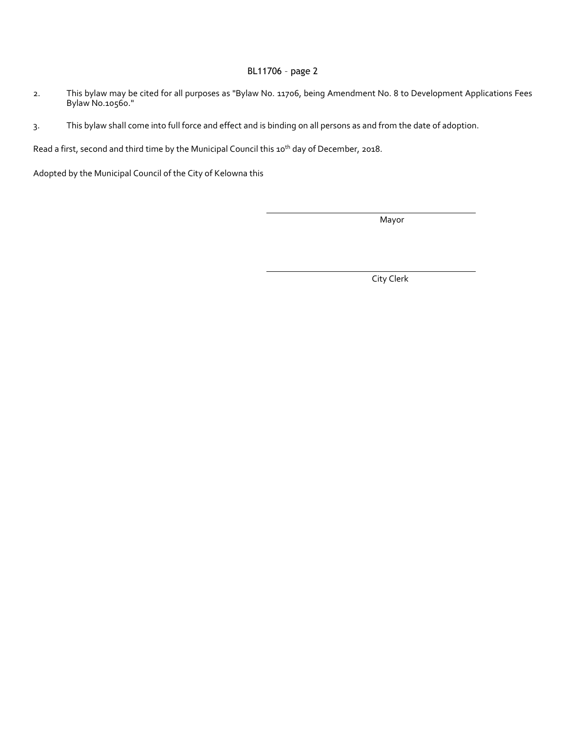2. This bylaw may be cited for all purposes as "Bylaw No. 11706, being Amendment No. 8 to Development Applications Fees Bylaw No.10560."

3. This bylaw shall come into full force and effect and is binding on all persons as and from the date of adoption.

Read a first, second and third time by the Municipal Council this 10th day of December, 2018.

Adopted by the Municipal Council of the City of Kelowna this

Mayor

City Clerk